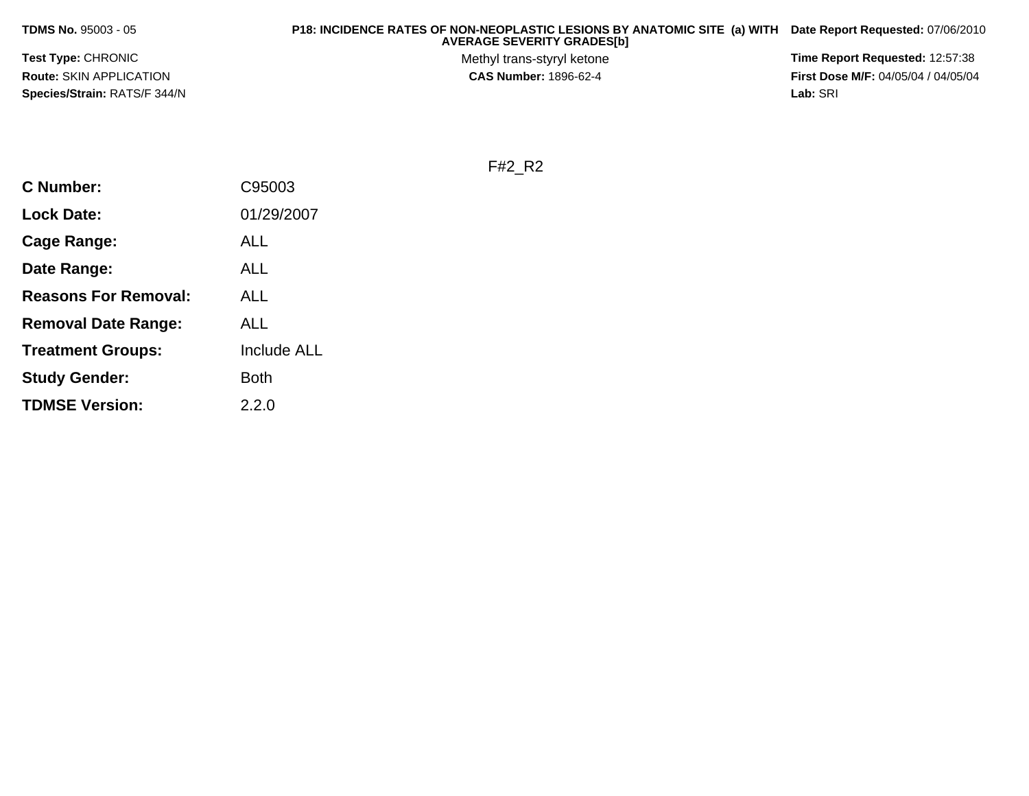**TDMS No.** 95003 - 05

**P18: INCIDENCE RATES OF NON-NEOPLASTIC LESIONS BY ANATOMIC SITE (a) WITH AVERAGE SEVERITY GRADES[b]**

Methyl trans-styryl ketone

**CAS Number:** 1896-62-4

**Date Report Requested:** 07/06/2010

**Time Report Requested:** 12:57:38

**First Dose M/F:** 04/05/04 / 04/05/04

**Lab:** SRI

**Test Type:** CHRONIC

**Route:** SKIN APPLICATION

**Species/Strain:** RATS/F 344/N

F#2_R2

| | |
|---|---|
| **C Number:** | C95003 |
| **Lock Date:** | 01/29/2007 |
| **Cage Range:** | ALL |
| **Date Range:** | ALL |
| **Reasons For Removal:** | ALL |
| **Removal Date Range:** | ALL |
| **Treatment Groups:** | Include ALL |
| **Study Gender:** | Both |
| **TDMSE Version:** | 2.2.0 |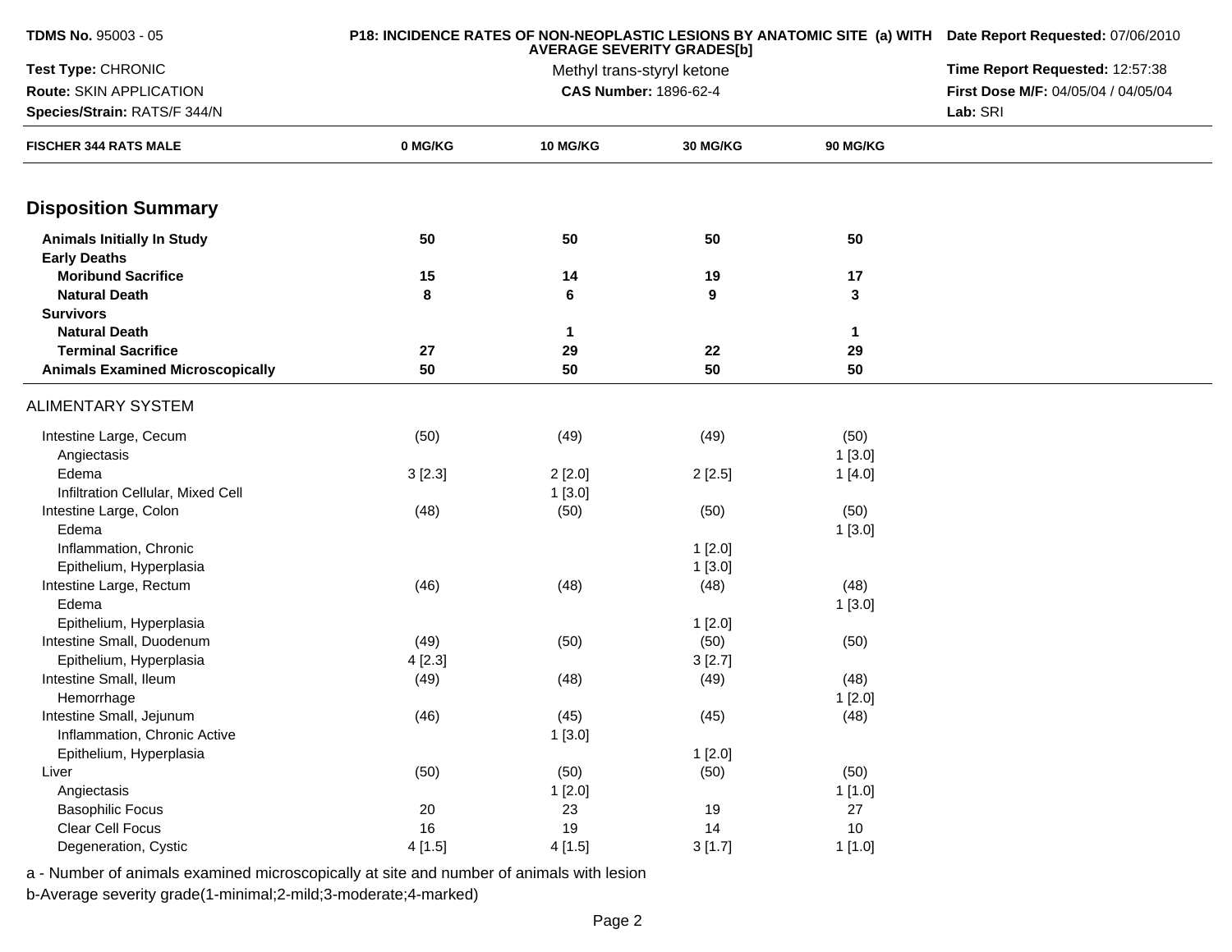**TDMS No.** 95003 - 05

**Test Type:** CHRONIC

**Route:** SKIN APPLICATION

**Species/Strain:** RATS/F 344/N

**P18: INCIDENCE RATES OF NON-NEOPLASTIC LESIONS BY ANATOMIC SITE (a) WITH AVERAGE SEVERITY GRADES[b]**

Methyl trans-styryl ketone

**CAS Number:** 1896-62-4

**Date Report Requested:** 07/06/2010

**Time Report Requested:** 12:57:38

**First Dose M/F:** 04/05/04 / 04/05/04

**Lab:** SRI

| FISCHER 344 RATS MALE | 0 MG/KG | 10 MG/KG | 30 MG/KG | 90 MG/KG |
|---|---|---|---|---|
| **Disposition Summary** | | | | |
| **Animals Initially In Study** | **50** | **50** | **50** | **50** |
| **Early Deaths** | | | | |
| **Moribund Sacrifice** | **15** | **14** | **19** | **17** |
| **Natural Death** | **8** | **6** | **9** | **3** |
| **Survivors** | | | | |
| **Natural Death** | | **1** | | **1** |
| **Terminal Sacrifice** | **27** | **29** | **22** | **29** |
| **Animals Examined Microscopically** | **50** | **50** | **50** | **50** |
| ALIMENTARY SYSTEM | | | | |
| Intestine Large, Cecum | (50) | (49) | (49) | (50) |
| Angiectasis | | | | 1 [3.0] |
| Edema | 3 [2.3] | 2 [2.0] | 2 [2.5] | 1 [4.0] |
| Infiltration Cellular, Mixed Cell | | 1 [3.0] | | |
| Intestine Large, Colon | (48) | (50) | (50) | (50) |
| Edema | | | | 1 [3.0] |
| Inflammation, Chronic | | | 1 [2.0] | |
| Epithelium, Hyperplasia | | | 1 [3.0] | |
| Intestine Large, Rectum | (46) | (48) | (48) | (48) |
| Edema | | | | 1 [3.0] |
| Epithelium, Hyperplasia | | | 1 [2.0] | |
| Intestine Small, Duodenum | (49) | (50) | (50) | (50) |
| Epithelium, Hyperplasia | 4 [2.3] | | 3 [2.7] | |
| Intestine Small, Ileum | (49) | (48) | (49) | (48) |
| Hemorrhage | | | | 1 [2.0] |
| Intestine Small, Jejunum | (46) | (45) | (45) | (48) |
| Inflammation, Chronic Active | | 1 [3.0] | | |
| Epithelium, Hyperplasia | | | 1 [2.0] | |
| Liver | (50) | (50) | (50) | (50) |
| Angiectasis | | 1 [2.0] | | 1 [1.0] |
| Basophilic Focus | 20 | 23 | 19 | 27 |
| Clear Cell Focus | 16 | 19 | 14 | 10 |
| Degeneration, Cystic | 4 [1.5] | 4 [1.5] | 3 [1.7] | 1 [1.0] |

a - Number of animals examined microscopically at site and number of animals with lesion

b-Average severity grade(1-minimal;2-mild;3-moderate;4-marked)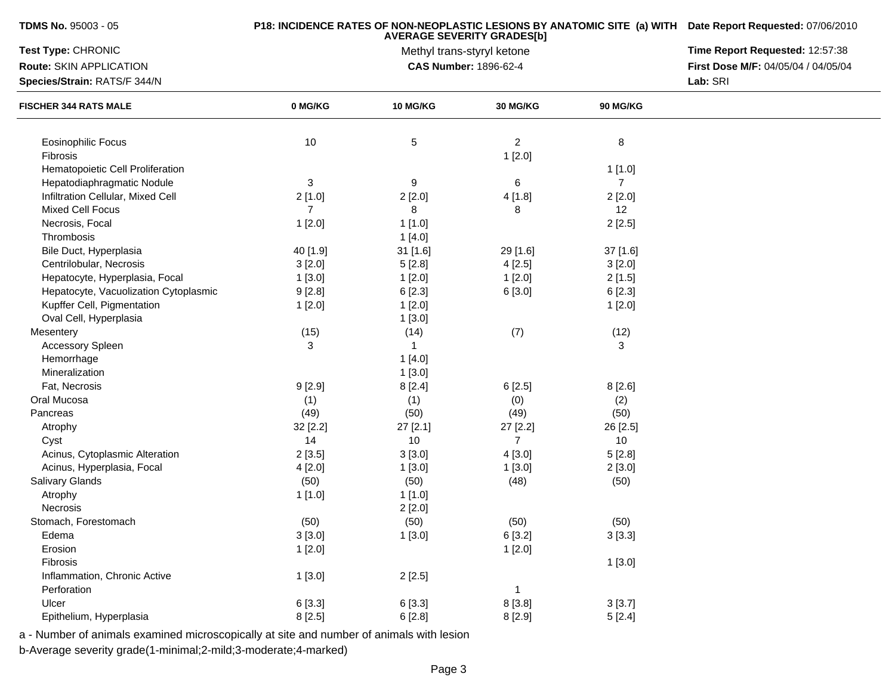**TDMS No.** 95003 - 05

**Test Type:** CHRONIC

**Route:** SKIN APPLICATION

**Species/Strain:** RATS/F 344/N

**P18: INCIDENCE RATES OF NON-NEOPLASTIC LESIONS BY ANATOMIC SITE (a) WITH AVERAGE SEVERITY GRADES[b]**

Methyl trans-styryl ketone

**CAS Number:** 1896-62-4

**Date Report Requested:** 07/06/2010

**Time Report Requested:** 12:57:38

**First Dose M/F:** 04/05/04 / 04/05/04

**Lab:** SRI

| FISCHER 344 RATS MALE | 0 MG/KG | 10 MG/KG | 30 MG/KG | 90 MG/KG |
|---|---|---|---|---|
| Eosinophilic Focus | 10 | 5 | 2 | 8 |
| Fibrosis | | | 1 [2.0] | |
| Hematopoietic Cell Proliferation | | | | 1 [1.0] |
| Hepatodiaphragmatic Nodule | 3 | 9 | 6 | 7 |
| Infiltration Cellular, Mixed Cell | 2 [1.0] | 2 [2.0] | 4 [1.8] | 2 [2.0] |
| Mixed Cell Focus | 7 | 8 | 8 | 12 |
| Necrosis, Focal | 1 [2.0] | 1 [1.0] | | 2 [2.5] |
| Thrombosis | | 1 [4.0] | | |
| Bile Duct, Hyperplasia | 40 [1.9] | 31 [1.6] | 29 [1.6] | 37 [1.6] |
| Centrilobular, Necrosis | 3 [2.0] | 5 [2.8] | 4 [2.5] | 3 [2.0] |
| Hepatocyte, Hyperplasia, Focal | 1 [3.0] | 1 [2.0] | 1 [2.0] | 2 [1.5] |
| Hepatocyte, Vacuolization Cytoplasmic | 9 [2.8] | 6 [2.3] | 6 [3.0] | 6 [2.3] |
| Kupffer Cell, Pigmentation | 1 [2.0] | 1 [2.0] | | 1 [2.0] |
| Oval Cell, Hyperplasia | | 1 [3.0] | | |
| Mesentery | (15) | (14) | (7) | (12) |
| Accessory Spleen | 3 | 1 | | 3 |
| Hemorrhage | | 1 [4.0] | | |
| Mineralization | | 1 [3.0] | | |
| Fat, Necrosis | 9 [2.9] | 8 [2.4] | 6 [2.5] | 8 [2.6] |
| Oral Mucosa | (1) | (1) | (0) | (2) |
| Pancreas | (49) | (50) | (49) | (50) |
| Atrophy | 32 [2.2] | 27 [2.1] | 27 [2.2] | 26 [2.5] |
| Cyst | 14 | 10 | 7 | 10 |
| Acinus, Cytoplasmic Alteration | 2 [3.5] | 3 [3.0] | 4 [3.0] | 5 [2.8] |
| Acinus, Hyperplasia, Focal | 4 [2.0] | 1 [3.0] | 1 [3.0] | 2 [3.0] |
| Salivary Glands | (50) | (50) | (48) | (50) |
| Atrophy | 1 [1.0] | 1 [1.0] | | |
| Necrosis | | 2 [2.0] | | |
| Stomach, Forestomach | (50) | (50) | (50) | (50) |
| Edema | 3 [3.0] | 1 [3.0] | 6 [3.2] | 3 [3.3] |
| Erosion | 1 [2.0] | | 1 [2.0] | |
| Fibrosis | | | | 1 [3.0] |
| Inflammation, Chronic Active | 1 [3.0] | 2 [2.5] | | |
| Perforation | | | 1 | |
| Ulcer | 6 [3.3] | 6 [3.3] | 8 [3.8] | 3 [3.7] |
| Epithelium, Hyperplasia | 8 [2.5] | 6 [2.8] | 8 [2.9] | 5 [2.4] |

a - Number of animals examined microscopically at site and number of animals with lesion

b-Average severity grade(1-minimal;2-mild;3-moderate;4-marked)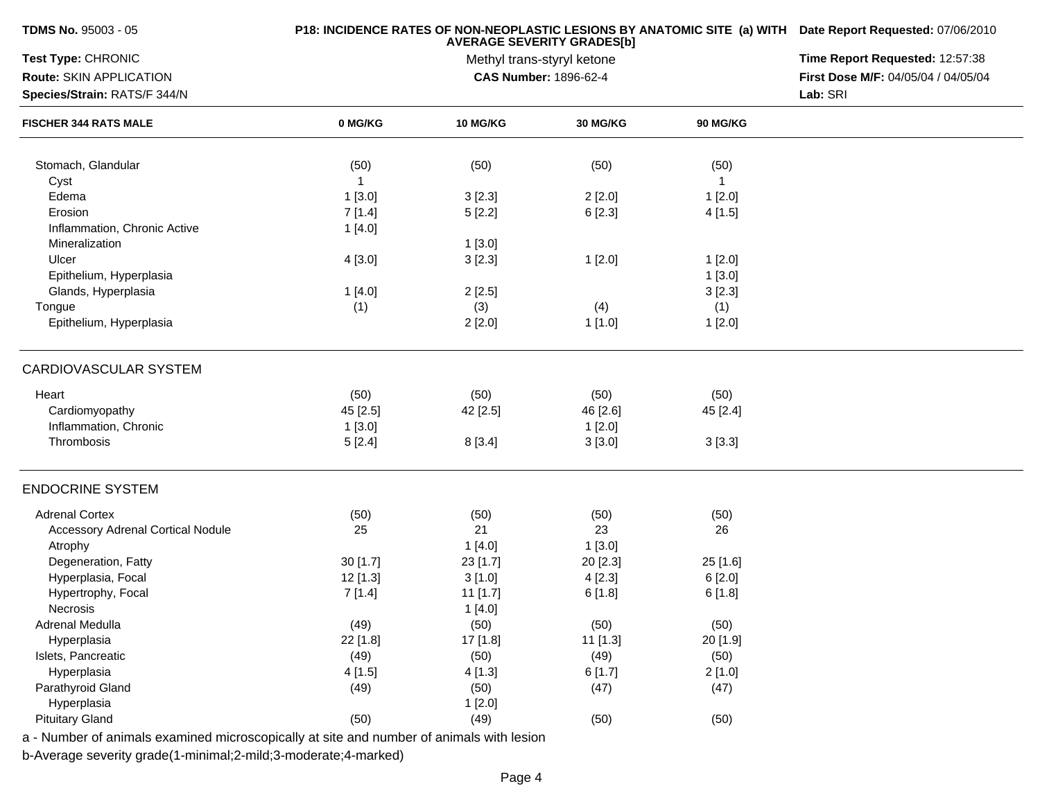**TDMS No.** 95003 - 05

**Test Type:** CHRONIC

**Route:** SKIN APPLICATION

**Species/Strain:** RATS/F 344/N

**P18: INCIDENCE RATES OF NON-NEOPLASTIC LESIONS BY ANATOMIC SITE (a) WITH AVERAGE SEVERITY GRADES[b]**

Methyl trans-styryl ketone

**CAS Number:** 1896-62-4

**Date Report Requested:** 07/06/2010

**Time Report Requested:** 12:57:38

**First Dose M/F:** 04/05/04 / 04/05/04

**Lab:** SRI

| FISCHER 344 RATS MALE | 0 MG/KG | 10 MG/KG | 30 MG/KG | 90 MG/KG |
|---|---|---|---|---|
| Stomach, Glandular | (50) | (50) | (50) | (50) |
| Cyst | 1 | | | 1 |
| Edema | 1 [3.0] | 3 [2.3] | 2 [2.0] | 1 [2.0] |
| Erosion | 7 [1.4] | 5 [2.2] | 6 [2.3] | 4 [1.5] |
| Inflammation, Chronic Active | 1 [4.0] | | | |
| Mineralization | | 1 [3.0] | | |
| Ulcer | 4 [3.0] | 3 [2.3] | 1 [2.0] | 1 [2.0] |
| Epithelium, Hyperplasia | | | | 1 [3.0] |
| Glands, Hyperplasia | 1 [4.0] | 2 [2.5] | | 3 [2.3] |
| Tongue | (1) | (3) | (4) | (1) |
| Epithelium, Hyperplasia | | 2 [2.0] | 1 [1.0] | 1 [2.0] |
| **CARDIOVASCULAR SYSTEM** | | | | |
| Heart | (50) | (50) | (50) | (50) |
| Cardiomyopathy | 45 [2.5] | 42 [2.5] | 46 [2.6] | 45 [2.4] |
| Inflammation, Chronic | 1 [3.0] | | 1 [2.0] | |
| Thrombosis | 5 [2.4] | 8 [3.4] | 3 [3.0] | 3 [3.3] |
| **ENDOCRINE SYSTEM** | | | | |
| Adrenal Cortex | (50) | (50) | (50) | (50) |
| Accessory Adrenal Cortical Nodule | 25 | 21 | 23 | 26 |
| Atrophy | | 1 [4.0] | 1 [3.0] | |
| Degeneration, Fatty | 30 [1.7] | 23 [1.7] | 20 [2.3] | 25 [1.6] |
| Hyperplasia, Focal | 12 [1.3] | 3 [1.0] | 4 [2.3] | 6 [2.0] |
| Hypertrophy, Focal | 7 [1.4] | 11 [1.7] | 6 [1.8] | 6 [1.8] |
| Necrosis | | 1 [4.0] | | |
| Adrenal Medulla | (49) | (50) | (50) | (50) |
| Hyperplasia | 22 [1.8] | 17 [1.8] | 11 [1.3] | 20 [1.9] |
| Islets, Pancreatic | (49) | (50) | (49) | (50) |
| Hyperplasia | 4 [1.5] | 4 [1.3] | 6 [1.7] | 2 [1.0] |
| Parathyroid Gland | (49) | (50) | (47) | (47) |
| Hyperplasia | | 1 [2.0] | | |
| Pituitary Gland | (50) | (49) | (50) | (50) |

a - Number of animals examined microscopically at site and number of animals with lesion

b-Average severity grade(1-minimal;2-mild;3-moderate;4-marked)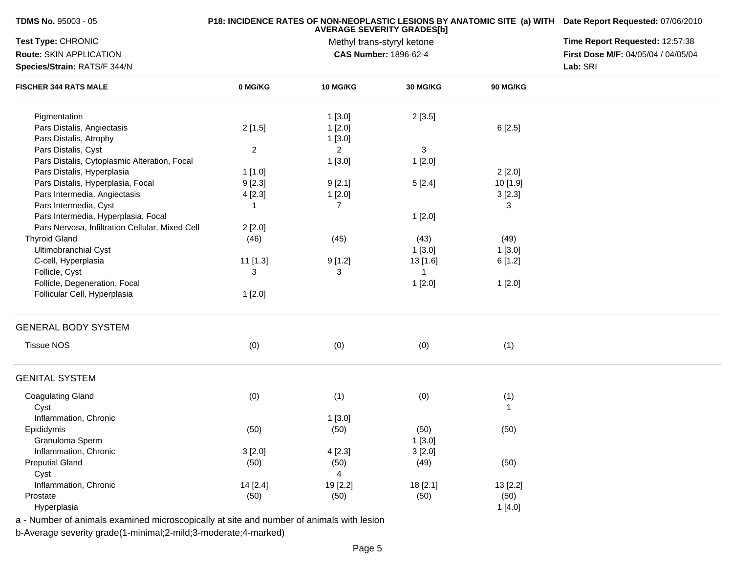**TDMS No.** 95003 - 05

**Test Type:** CHRONIC

**Route:** SKIN APPLICATION

**Species/Strain:** RATS/F 344/N

**P18: INCIDENCE RATES OF NON-NEOPLASTIC LESIONS BY ANATOMIC SITE (a) WITH AVERAGE SEVERITY GRADES[b]**

Methyl trans-styryl ketone

**CAS Number:** 1896-62-4

**Date Report Requested:** 07/06/2010

**Time Report Requested:** 12:57:38

**First Dose M/F:** 04/05/04 / 04/05/04

**Lab:** SRI

| FISCHER 344 RATS MALE | 0 MG/KG | 10 MG/KG | 30 MG/KG | 90 MG/KG |
|---|---|---|---|---|
| Pigmentation | | 1 [3.0] | 2 [3.5] | |
| Pars Distalis, Angiectasis | 2 [1.5] | 1 [2.0] | | 6 [2.5] |
| Pars Distalis, Atrophy | | 1 [3.0] | | |
| Pars Distalis, Cyst | 2 | 2 | 3 | |
| Pars Distalis, Cytoplasmic Alteration, Focal | | 1 [3.0] | 1 [2.0] | |
| Pars Distalis, Hyperplasia | 1 [1.0] | | | 2 [2.0] |
| Pars Distalis, Hyperplasia, Focal | 9 [2.3] | 9 [2.1] | 5 [2.4] | 10 [1.9] |
| Pars Intermedia, Angiectasis | 4 [2.3] | 1 [2.0] | | 3 [2.3] |
| Pars Intermedia, Cyst | 1 | 7 | | 3 |
| Pars Intermedia, Hyperplasia, Focal | | | 1 [2.0] | |
| Pars Nervosa, Infiltration Cellular, Mixed Cell | 2 [2.0] | | | |
| Thyroid Gland | (46) | (45) | (43) | (49) |
| Ultimobranchial Cyst | | | 1 [3.0] | 1 [3.0] |
| C-cell, Hyperplasia | 11 [1.3] | 9 [1.2] | 13 [1.6] | 6 [1.2] |
| Follicle, Cyst | 3 | 3 | 1 | |
| Follicle, Degeneration, Focal | | | 1 [2.0] | 1 [2.0] |
| Follicular Cell, Hyperplasia | 1 [2.0] | | | |
| **GENERAL BODY SYSTEM** | | | | |
| Tissue NOS | (0) | (0) | (0) | (1) |
| **GENITAL SYSTEM** | | | | |
| Coagulating Gland | (0) | (1) | (0) | (1) |
| Cyst | | | | 1 |
| Inflammation, Chronic | | 1 [3.0] | | |
| Epididymis | (50) | (50) | (50) | (50) |
| Granuloma Sperm | | | 1 [3.0] | |
| Inflammation, Chronic | 3 [2.0] | 4 [2.3] | 3 [2.0] | |
| Preputial Gland | (50) | (50) | (49) | (50) |
| Cyst | | 4 | | |
| Inflammation, Chronic | 14 [2.4] | 19 [2.2] | 18 [2.1] | 13 [2.2] |
| Prostate | (50) | (50) | (50) | (50) |
| Hyperplasia | | | | 1 [4.0] |

a - Number of animals examined microscopically at site and number of animals with lesion

b-Average severity grade(1-minimal;2-mild;3-moderate;4-marked)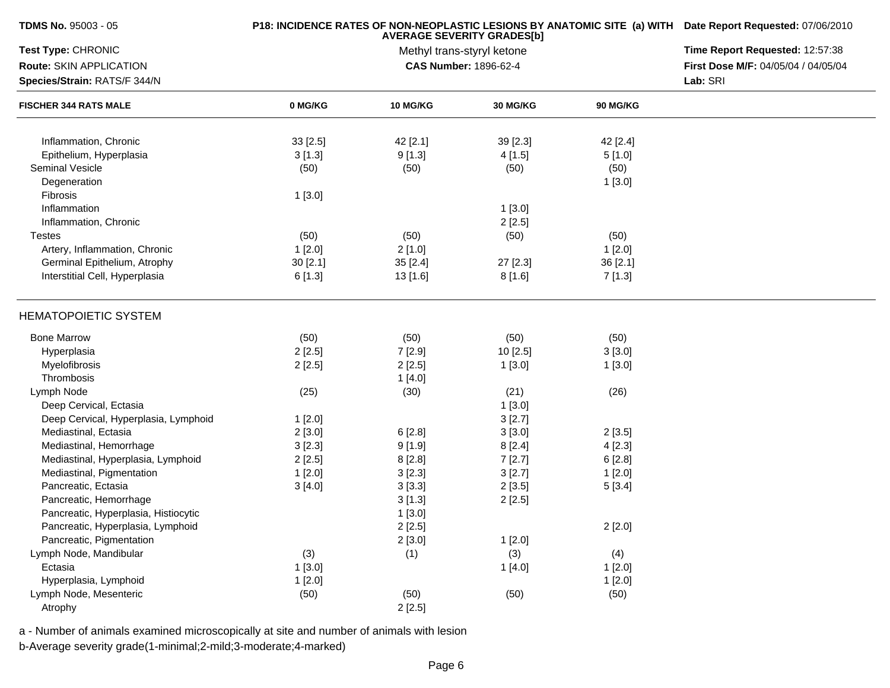**TDMS No.** 95003 - 05

**Test Type:** CHRONIC

**Route:** SKIN APPLICATION

**Species/Strain:** RATS/F 344/N

**P18: INCIDENCE RATES OF NON-NEOPLASTIC LESIONS BY ANATOMIC SITE (a) WITH AVERAGE SEVERITY GRADES[b]**

Methyl trans-styryl ketone

**CAS Number:** 1896-62-4

**Date Report Requested:** 07/06/2010

**Time Report Requested:** 12:57:38

**First Dose M/F:** 04/05/04 / 04/05/04

**Lab:** SRI

| FISCHER 344 RATS MALE | 0 MG/KG | 10 MG/KG | 30 MG/KG | 90 MG/KG |
|---|---|---|---|---|
| Inflammation, Chronic | 33 [2.5] | 42 [2.1] | 39 [2.3] | 42 [2.4] |
| Epithelium, Hyperplasia | 3 [1.3] | 9 [1.3] | 4 [1.5] | 5 [1.0] |
| Seminal Vesicle | (50) | (50) | (50) | (50) |
| Degeneration | | | | 1 [3.0] |
| Fibrosis | 1 [3.0] | | | |
| Inflammation | | | 1 [3.0] | |
| Inflammation, Chronic | | | 2 [2.5] | |
| Testes | (50) | (50) | (50) | (50) |
| Artery, Inflammation, Chronic | 1 [2.0] | 2 [1.0] | | 1 [2.0] |
| Germinal Epithelium, Atrophy | 30 [2.1] | 35 [2.4] | 27 [2.3] | 36 [2.1] |
| Interstitial Cell, Hyperplasia | 6 [1.3] | 13 [1.6] | 8 [1.6] | 7 [1.3] |
| **HEMATOPOIETIC SYSTEM** | | | | |
| Bone Marrow | (50) | (50) | (50) | (50) |
| Hyperplasia | 2 [2.5] | 7 [2.9] | 10 [2.5] | 3 [3.0] |
| Myelofibrosis | 2 [2.5] | 2 [2.5] | 1 [3.0] | 1 [3.0] |
| Thrombosis | | 1 [4.0] | | |
| Lymph Node | (25) | (30) | (21) | (26) |
| Deep Cervical, Ectasia | | | 1 [3.0] | |
| Deep Cervical, Hyperplasia, Lymphoid | 1 [2.0] | | 3 [2.7] | |
| Mediastinal, Ectasia | 2 [3.0] | 6 [2.8] | 3 [3.0] | 2 [3.5] |
| Mediastinal, Hemorrhage | 3 [2.3] | 9 [1.9] | 8 [2.4] | 4 [2.3] |
| Mediastinal, Hyperplasia, Lymphoid | 2 [2.5] | 8 [2.8] | 7 [2.7] | 6 [2.8] |
| Mediastinal, Pigmentation | 1 [2.0] | 3 [2.3] | 3 [2.7] | 1 [2.0] |
| Pancreatic, Ectasia | 3 [4.0] | 3 [3.3] | 2 [3.5] | 5 [3.4] |
| Pancreatic, Hemorrhage | | 3 [1.3] | 2 [2.5] | |
| Pancreatic, Hyperplasia, Histiocytic | | 1 [3.0] | | |
| Pancreatic, Hyperplasia, Lymphoid | | 2 [2.5] | | 2 [2.0] |
| Pancreatic, Pigmentation | | 2 [3.0] | 1 [2.0] | |
| Lymph Node, Mandibular | (3) | (1) | (3) | (4) |
| Ectasia | 1 [3.0] | | 1 [4.0] | 1 [2.0] |
| Hyperplasia, Lymphoid | 1 [2.0] | | | 1 [2.0] |
| Lymph Node, Mesenteric | (50) | (50) | (50) | (50) |
| Atrophy | | 2 [2.5] | | |

a - Number of animals examined microscopically at site and number of animals with lesion

b-Average severity grade(1-minimal;2-mild;3-moderate;4-marked)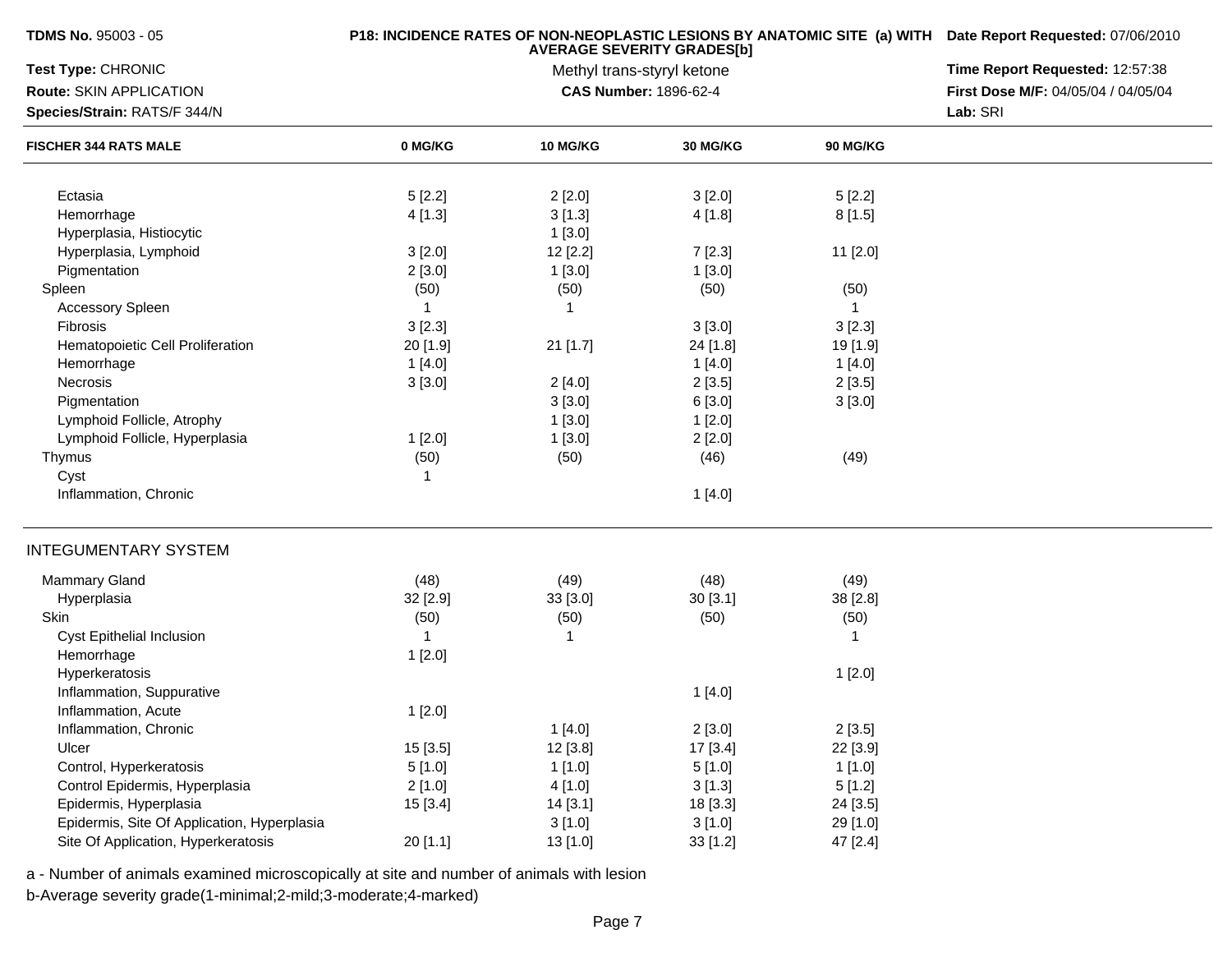**TDMS No.** 95003 - 05

**Test Type:** CHRONIC

**Route:** SKIN APPLICATION

**Species/Strain:** RATS/F 344/N

**P18: INCIDENCE RATES OF NON-NEOPLASTIC LESIONS BY ANATOMIC SITE (a) WITH AVERAGE SEVERITY GRADES[b]**

Methyl trans-styryl ketone

**CAS Number:** 1896-62-4

**Date Report Requested:** 07/06/2010

**Time Report Requested:** 12:57:38

**First Dose M/F:** 04/05/04 / 04/05/04

**Lab:** SRI

| FISCHER 344 RATS MALE | 0 MG/KG | 10 MG/KG | 30 MG/KG | 90 MG/KG |
|---|---|---|---|---|
| Ectasia | 5 [2.2] | 2 [2.0] | 3 [2.0] | 5 [2.2] |
| Hemorrhage | 4 [1.3] | 3 [1.3] | 4 [1.8] | 8 [1.5] |
| Hyperplasia, Histiocytic | | 1 [3.0] | | |
| Hyperplasia, Lymphoid | 3 [2.0] | 12 [2.2] | 7 [2.3] | 11 [2.0] |
| Pigmentation | 2 [3.0] | 1 [3.0] | 1 [3.0] | |
| Spleen | (50) | (50) | (50) | (50) |
| Accessory Spleen | 1 | 1 | | 1 |
| Fibrosis | 3 [2.3] | | 3 [3.0] | 3 [2.3] |
| Hematopoietic Cell Proliferation | 20 [1.9] | 21 [1.7] | 24 [1.8] | 19 [1.9] |
| Hemorrhage | 1 [4.0] | | 1 [4.0] | 1 [4.0] |
| Necrosis | 3 [3.0] | 2 [4.0] | 2 [3.5] | 2 [3.5] |
| Pigmentation | | 3 [3.0] | 6 [3.0] | 3 [3.0] |
| Lymphoid Follicle, Atrophy | | 1 [3.0] | 1 [2.0] | |
| Lymphoid Follicle, Hyperplasia | 1 [2.0] | 1 [3.0] | 2 [2.0] | |
| Thymus | (50) | (50) | (46) | (49) |
| Cyst | 1 | | | |
| Inflammation, Chronic | | | 1 [4.0] | |

INTEGUMENTARY SYSTEM

| FISCHER 344 RATS MALE | 0 MG/KG | 10 MG/KG | 30 MG/KG | 90 MG/KG |
|---|---|---|---|---|
| Mammary Gland | (48) | (49) | (48) | (49) |
| Hyperplasia | 32 [2.9] | 33 [3.0] | 30 [3.1] | 38 [2.8] |
| Skin | (50) | (50) | (50) | (50) |
| Cyst Epithelial Inclusion | 1 | 1 | | 1 |
| Hemorrhage | 1 [2.0] | | | |
| Hyperkeratosis | | | | 1 [2.0] |
| Inflammation, Suppurative | | | 1 [4.0] | |
| Inflammation, Acute | 1 [2.0] | | | |
| Inflammation, Chronic | | 1 [4.0] | 2 [3.0] | 2 [3.5] |
| Ulcer | 15 [3.5] | 12 [3.8] | 17 [3.4] | 22 [3.9] |
| Control, Hyperkeratosis | 5 [1.0] | 1 [1.0] | 5 [1.0] | 1 [1.0] |
| Control Epidermis, Hyperplasia | 2 [1.0] | 4 [1.0] | 3 [1.3] | 5 [1.2] |
| Epidermis, Hyperplasia | 15 [3.4] | 14 [3.1] | 18 [3.3] | 24 [3.5] |
| Epidermis, Site Of Application, Hyperplasia | | 3 [1.0] | 3 [1.0] | 29 [1.0] |
| Site Of Application, Hyperkeratosis | 20 [1.1] | 13 [1.0] | 33 [1.2] | 47 [2.4] |

a - Number of animals examined microscopically at site and number of animals with lesion

b-Average severity grade(1-minimal;2-mild;3-moderate;4-marked)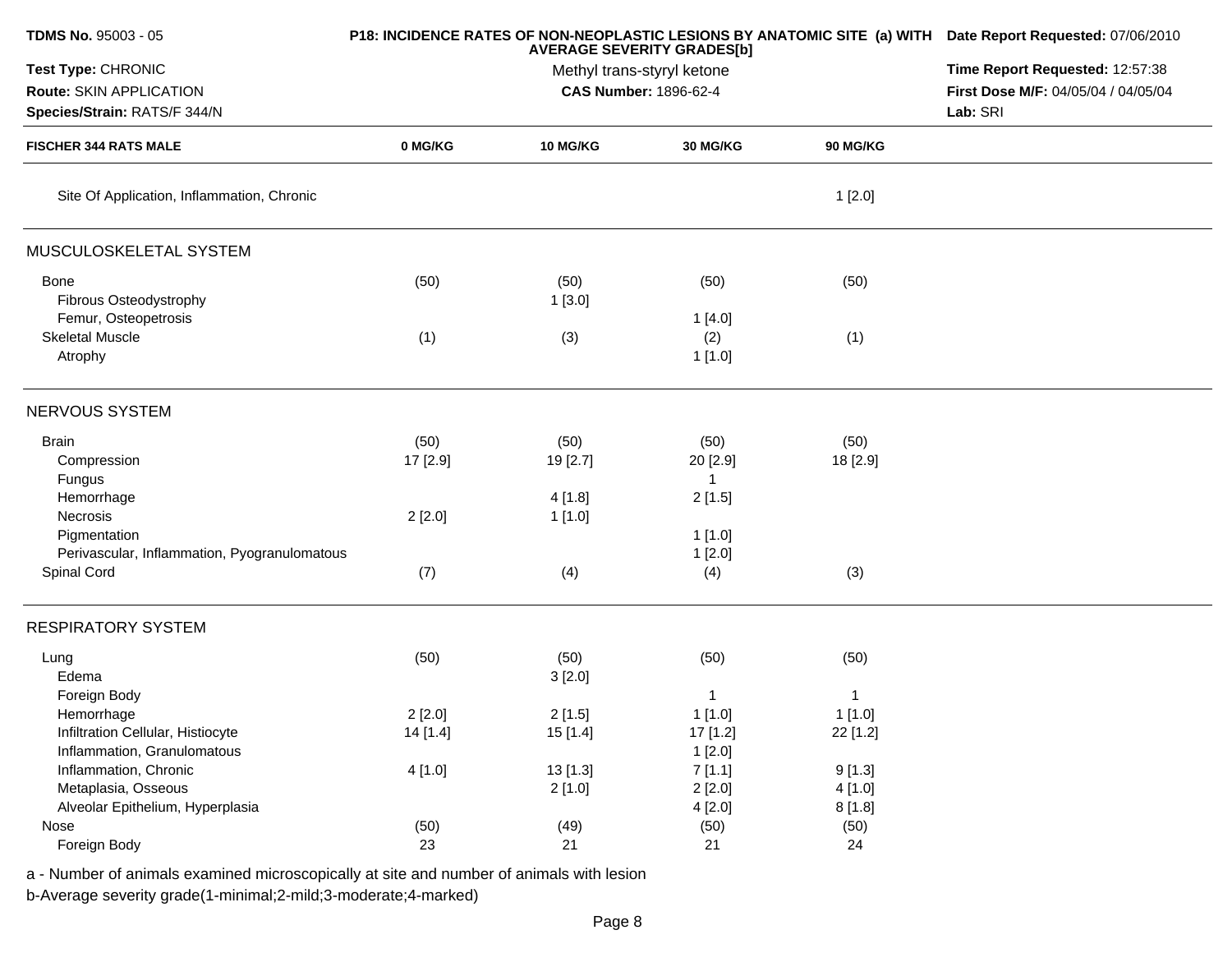**TDMS No.** 95003 - 05

**Test Type:** CHRONIC

**Route:** SKIN APPLICATION

**Species/Strain:** RATS/F 344/N

**P18: INCIDENCE RATES OF NON-NEOPLASTIC LESIONS BY ANATOMIC SITE (a) WITH AVERAGE SEVERITY GRADES[b]**

Methyl trans-styryl ketone

**CAS Number:** 1896-62-4

**Date Report Requested:** 07/06/2010

**Time Report Requested:** 12:57:38

**First Dose M/F:** 04/05/04 / 04/05/04

**Lab:** SRI

| FISCHER 344 RATS MALE | 0 MG/KG | 10 MG/KG | 30 MG/KG | 90 MG/KG |
|---|---|---|---|---|
| Site Of Application, Inflammation, Chronic | | | | 1 [2.0] |
| **MUSCULOSKELETAL SYSTEM** | | | | |
| Bone | (50) | (50) | (50) | (50) |
| Fibrous Osteodystrophy | | 1 [3.0] | | |
| Femur, Osteopetrosis | | | 1 [4.0] | |
| Skeletal Muscle | (1) | (3) | (2) | (1) |
| Atrophy | | | 1 [1.0] | |
| **NERVOUS SYSTEM** | | | | |
| Brain | (50) | (50) | (50) | (50) |
| Compression | 17 [2.9] | 19 [2.7] | 20 [2.9] | 18 [2.9] |
| Fungus | | | 1 | |
| Hemorrhage | | 4 [1.8] | 2 [1.5] | |
| Necrosis | 2 [2.0] | 1 [1.0] | | |
| Pigmentation | | | 1 [1.0] | |
| Perivascular, Inflammation, Pyogranulomatous | | | 1 [2.0] | |
| Spinal Cord | (7) | (4) | (4) | (3) |
| **RESPIRATORY SYSTEM** | | | | |
| Lung | (50) | (50) | (50) | (50) |
| Edema | | 3 [2.0] | | |
| Foreign Body | | | 1 | 1 |
| Hemorrhage | 2 [2.0] | 2 [1.5] | 1 [1.0] | 1 [1.0] |
| Infiltration Cellular, Histiocyte | 14 [1.4] | 15 [1.4] | 17 [1.2] | 22 [1.2] |
| Inflammation, Granulomatous | | | 1 [2.0] | |
| Inflammation, Chronic | 4 [1.0] | 13 [1.3] | 7 [1.1] | 9 [1.3] |
| Metaplasia, Osseous | | 2 [1.0] | 2 [2.0] | 4 [1.0] |
| Alveolar Epithelium, Hyperplasia | | | 4 [2.0] | 8 [1.8] |
| Nose | (50) | (49) | (50) | (50) |
| Foreign Body | 23 | 21 | 21 | 24 |

a - Number of animals examined microscopically at site and number of animals with lesion

b-Average severity grade(1-minimal;2-mild;3-moderate;4-marked)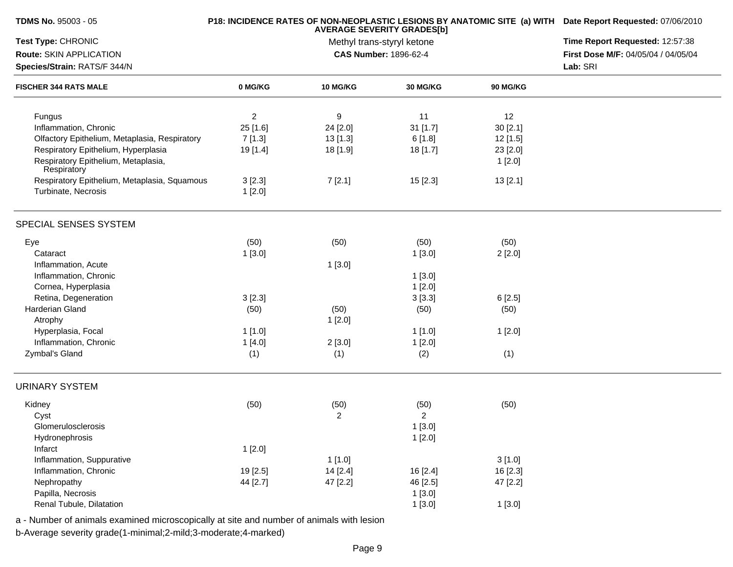**TDMS No.** 95003 - 05

**Test Type:** CHRONIC

**Route:** SKIN APPLICATION

**Species/Strain:** RATS/F 344/N

**P18: INCIDENCE RATES OF NON-NEOPLASTIC LESIONS BY ANATOMIC SITE (a) WITH AVERAGE SEVERITY GRADES[b]**

Methyl trans-styryl ketone

**CAS Number:** 1896-62-4

**Date Report Requested:** 07/06/2010

**Time Report Requested:** 12:57:38

**First Dose M/F:** 04/05/04 / 04/05/04

**Lab:** SRI

| FISCHER 344 RATS MALE | 0 MG/KG | 10 MG/KG | 30 MG/KG | 90 MG/KG |
|---|---|---|---|---|
| Fungus | 2 | 9 | 11 | 12 |
| Inflammation, Chronic | 25 [1.6] | 24 [2.0] | 31 [1.7] | 30 [2.1] |
| Olfactory Epithelium, Metaplasia, Respiratory | 7 [1.3] | 13 [1.3] | 6 [1.8] | 12 [1.5] |
| Respiratory Epithelium, Hyperplasia | 19 [1.4] | 18 [1.9] | 18 [1.7] | 23 [2.0] |
| Respiratory Epithelium, Metaplasia, Respiratory | | | | 1 [2.0] |
| Respiratory Epithelium, Metaplasia, Squamous | 3 [2.3] | 7 [2.1] | 15 [2.3] | 13 [2.1] |
| Turbinate, Necrosis | 1 [2.0] | | | |
| SPECIAL SENSES SYSTEM | | | | |
| Eye | (50) | (50) | (50) | (50) |
| Cataract | 1 [3.0] | | 1 [3.0] | 2 [2.0] |
| Inflammation, Acute | | 1 [3.0] | | |
| Inflammation, Chronic | | | 1 [3.0] | |
| Cornea, Hyperplasia | | | 1 [2.0] | |
| Retina, Degeneration | 3 [2.3] | | 3 [3.3] | 6 [2.5] |
| Harderian Gland | (50) | (50) | (50) | (50) |
| Atrophy | | 1 [2.0] | | |
| Hyperplasia, Focal | 1 [1.0] | | 1 [1.0] | 1 [2.0] |
| Inflammation, Chronic | 1 [4.0] | 2 [3.0] | 1 [2.0] | |
| Zymbal's Gland | (1) | (1) | (2) | (1) |
| URINARY SYSTEM | | | | |
| Kidney | (50) | (50) | (50) | (50) |
| Cyst | | 2 | 2 | |
| Glomerulosclerosis | | | 1 [3.0] | |
| Hydronephrosis | | | 1 [2.0] | |
| Infarct | 1 [2.0] | | | |
| Inflammation, Suppurative | | 1 [1.0] | | 3 [1.0] |
| Inflammation, Chronic | 19 [2.5] | 14 [2.4] | 16 [2.4] | 16 [2.3] |
| Nephropathy | 44 [2.7] | 47 [2.2] | 46 [2.5] | 47 [2.2] |
| Papilla, Necrosis | | | 1 [3.0] | |
| Renal Tubule, Dilatation | | | 1 [3.0] | 1 [3.0] |

a - Number of animals examined microscopically at site and number of animals with lesion

b-Average severity grade(1-minimal;2-mild;3-moderate;4-marked)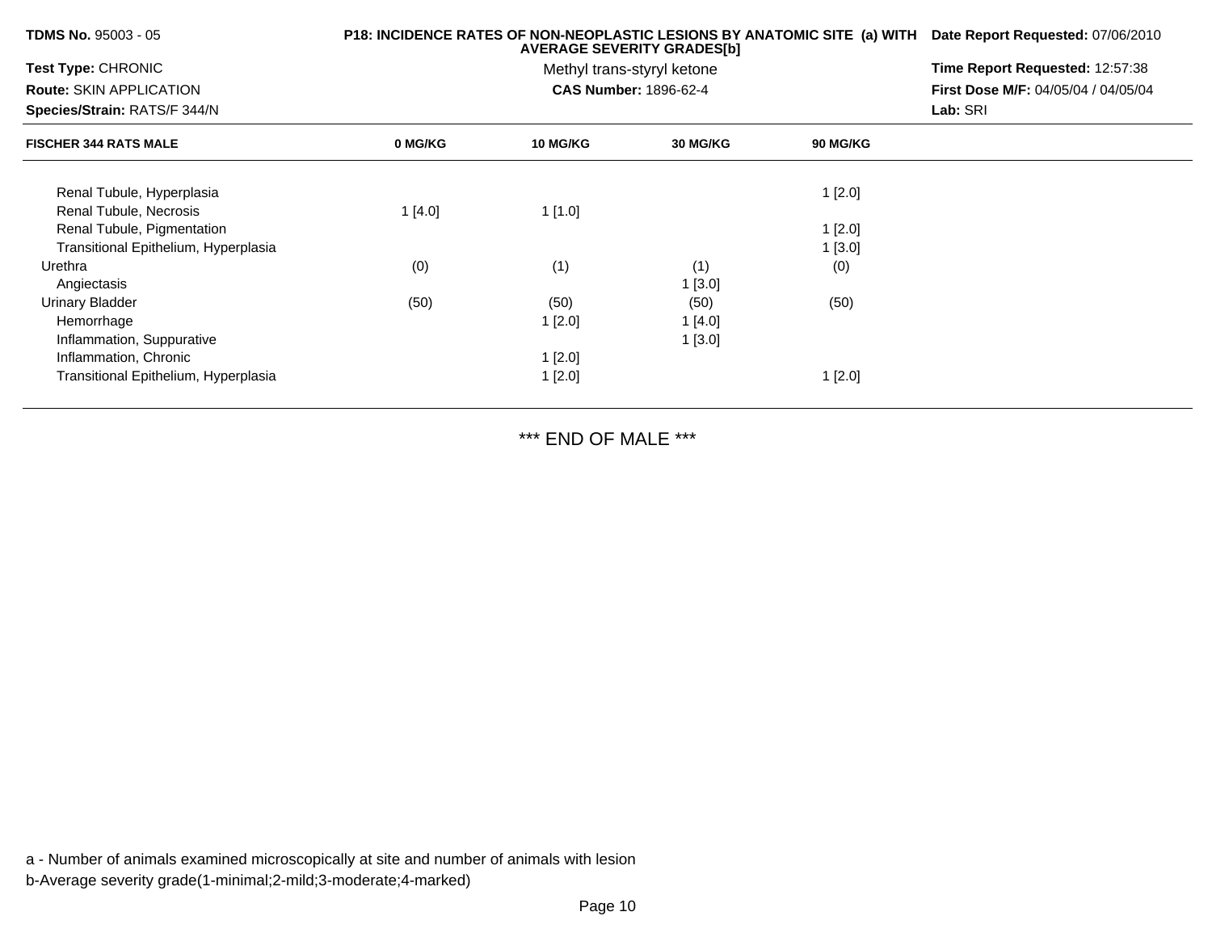**TDMS No.** 95003 - 05

**Test Type:** CHRONIC

**Route:** SKIN APPLICATION

**Species/Strain:** RATS/F 344/N

**P18: INCIDENCE RATES OF NON-NEOPLASTIC LESIONS BY ANATOMIC SITE (a) WITH AVERAGE SEVERITY GRADES[b]**

Methyl trans-styryl ketone

**CAS Number:** 1896-62-4

**Date Report Requested:** 07/06/2010

**Time Report Requested:** 12:57:38

**First Dose M/F:** 04/05/04 / 04/05/04

**Lab:** SRI

| FISCHER 344 RATS MALE | 0 MG/KG | 10 MG/KG | 30 MG/KG | 90 MG/KG |
|---|---|---|---|---|
| Renal Tubule, Hyperplasia | | | | 1 [2.0] |
| Renal Tubule, Necrosis | 1 [4.0] | 1 [1.0] | | |
| Renal Tubule, Pigmentation | | | | 1 [2.0] |
| Transitional Epithelium, Hyperplasia | | | | 1 [3.0] |
| Urethra | (0) | (1) | (1) | (0) |
| Angiectasis | | | 1 [3.0] | |
| Urinary Bladder | (50) | (50) | (50) | (50) |
| Hemorrhage | | 1 [2.0] | 1 [4.0] | |
| Inflammation, Suppurative | | | 1 [3.0] | |
| Inflammation, Chronic | | 1 [2.0] | | |
| Transitional Epithelium, Hyperplasia | | 1 [2.0] | | 1 [2.0] |

*** END OF MALE ***

a - Number of animals examined microscopically at site and number of animals with lesion

b-Average severity grade(1-minimal;2-mild;3-moderate;4-marked)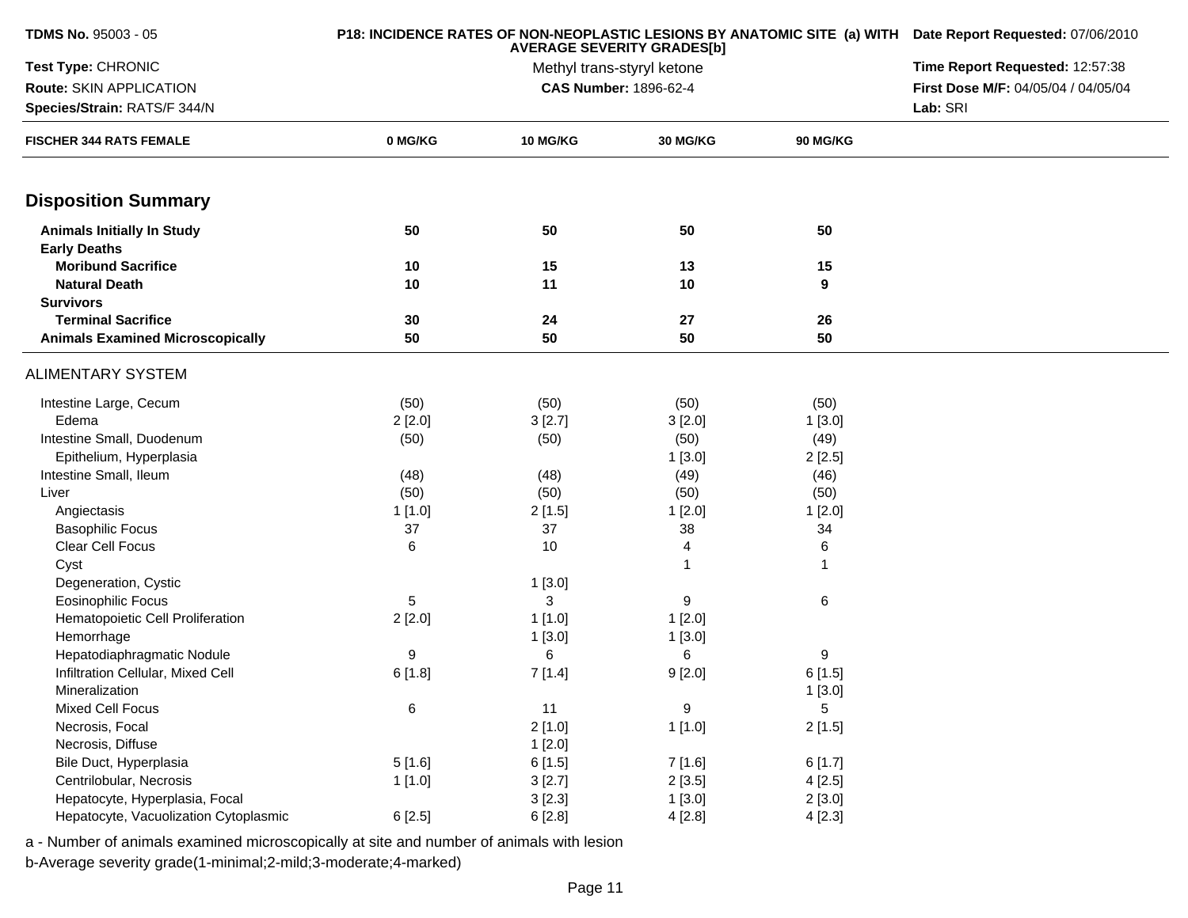TDMS No. 95003 - 05 | P18: INCIDENCE RATES OF NON-NEOPLASTIC LESIONS BY ANATOMIC SITE (a) WITH AVERAGE SEVERITY GRADES[b] | Date Report Requested: 07/06/2010

Test Type: CHRONIC | Methyl trans-styryl ketone | Time Report Requested: 12:57:38

Route: SKIN APPLICATION | CAS Number: 1896-62-4 | First Dose M/F: 04/05/04 / 04/05/04

Species/Strain: RATS/F 344/N | Lab: SRI

| FISCHER 344 RATS FEMALE | 0 MG/KG | 10 MG/KG | 30 MG/KG | 90 MG/KG |
|---|---|---|---|---|
| **Disposition Summary** | | | | |
| **Animals Initially In Study** | **50** | **50** | **50** | **50** |
| **Early Deaths** | | | | |
| **Moribund Sacrifice** | **10** | **15** | **13** | **15** |
| **Natural Death** | **10** | **11** | **10** | **9** |
| **Survivors** | | | | |
| **Terminal Sacrifice** | **30** | **24** | **27** | **26** |
| **Animals Examined Microscopically** | **50** | **50** | **50** | **50** |
| ALIMENTARY SYSTEM | | | | |
| Intestine Large, Cecum | (50) | (50) | (50) | (50) |
| Edema | 2 [2.0] | 3 [2.7] | 3 [2.0] | 1 [3.0] |
| Intestine Small, Duodenum | (50) | (50) | (50) | (49) |
| Epithelium, Hyperplasia | | | 1 [3.0] | 2 [2.5] |
| Intestine Small, Ileum | (48) | (48) | (49) | (46) |
| Liver | (50) | (50) | (50) | (50) |
| Angiectasis | 1 [1.0] | 2 [1.5] | 1 [2.0] | 1 [2.0] |
| Basophilic Focus | 37 | 37 | 38 | 34 |
| Clear Cell Focus | 6 | 10 | 4 | 6 |
| Cyst | | | 1 | 1 |
| Degeneration, Cystic | | 1 [3.0] | | |
| Eosinophilic Focus | 5 | 3 | 9 | 6 |
| Hematopoietic Cell Proliferation | 2 [2.0] | 1 [1.0] | 1 [2.0] | |
| Hemorrhage | | 1 [3.0] | 1 [3.0] | |
| Hepatodiaphragmatic Nodule | 9 | 6 | 6 | 9 |
| Infiltration Cellular, Mixed Cell | 6 [1.8] | 7 [1.4] | 9 [2.0] | 6 [1.5] |
| Mineralization | | | | 1 [3.0] |
| Mixed Cell Focus | 6 | 11 | 9 | 5 |
| Necrosis, Focal | | 2 [1.0] | 1 [1.0] | 2 [1.5] |
| Necrosis, Diffuse | | 1 [2.0] | | |
| Bile Duct, Hyperplasia | 5 [1.6] | 6 [1.5] | 7 [1.6] | 6 [1.7] |
| Centrilobular, Necrosis | 1 [1.0] | 3 [2.7] | 2 [3.5] | 4 [2.5] |
| Hepatocyte, Hyperplasia, Focal | | 3 [2.3] | 1 [3.0] | 2 [3.0] |
| Hepatocyte, Vacuolization Cytoplasmic | 6 [2.5] | 6 [2.8] | 4 [2.8] | 4 [2.3] |

a - Number of animals examined microscopically at site and number of animals with lesion

b-Average severity grade(1-minimal;2-mild;3-moderate;4-marked)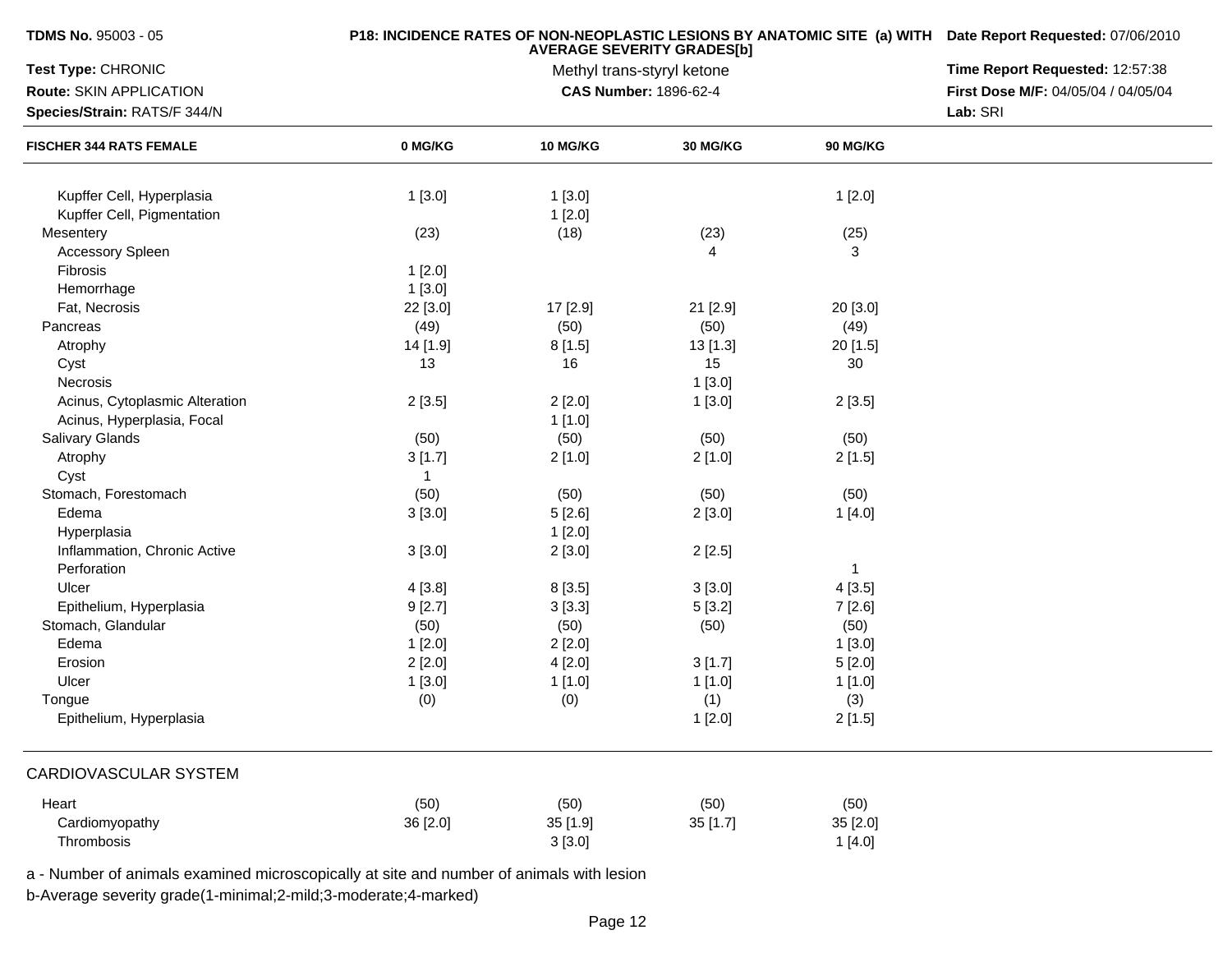**TDMS No.** 95003 - 05

**P18: INCIDENCE RATES OF NON-NEOPLASTIC LESIONS BY ANATOMIC SITE (a) WITH AVERAGE SEVERITY GRADES[b]**

**Date Report Requested:** 07/06/2010

**Test Type:** CHRONIC

Methyl trans-styryl ketone

**Time Report Requested:** 12:57:38

**Route:** SKIN APPLICATION

**CAS Number:** 1896-62-4

**First Dose M/F:** 04/05/04 / 04/05/04

**Species/Strain:** RATS/F 344/N

**Lab:** SRI

| FISCHER 344 RATS FEMALE | 0 MG/KG | 10 MG/KG | 30 MG/KG | 90 MG/KG |
|---|---|---|---|---|
| Kupffer Cell, Hyperplasia | 1 [3.0] | 1 [3.0] | | 1 [2.0] |
| Kupffer Cell, Pigmentation | | 1 [2.0] | | |
| Mesentery | (23) | (18) | (23) | (25) |
| Accessory Spleen | | | 4 | 3 |
| Fibrosis | 1 [2.0] | | | |
| Hemorrhage | 1 [3.0] | | | |
| Fat, Necrosis | 22 [3.0] | 17 [2.9] | 21 [2.9] | 20 [3.0] |
| Pancreas | (49) | (50) | (50) | (49) |
| Atrophy | 14 [1.9] | 8 [1.5] | 13 [1.3] | 20 [1.5] |
| Cyst | 13 | 16 | 15 | 30 |
| Necrosis | | | 1 [3.0] | |
| Acinus, Cytoplasmic Alteration | 2 [3.5] | 2 [2.0] | 1 [3.0] | 2 [3.5] |
| Acinus, Hyperplasia, Focal | | 1 [1.0] | | |
| Salivary Glands | (50) | (50) | (50) | (50) |
| Atrophy | 3 [1.7] | 2 [1.0] | 2 [1.0] | 2 [1.5] |
| Cyst | 1 | | | |
| Stomach, Forestomach | (50) | (50) | (50) | (50) |
| Edema | 3 [3.0] | 5 [2.6] | 2 [3.0] | 1 [4.0] |
| Hyperplasia | | 1 [2.0] | | |
| Inflammation, Chronic Active | 3 [3.0] | 2 [3.0] | 2 [2.5] | |
| Perforation | | | | 1 |
| Ulcer | 4 [3.8] | 8 [3.5] | 3 [3.0] | 4 [3.5] |
| Epithelium, Hyperplasia | 9 [2.7] | 3 [3.3] | 5 [3.2] | 7 [2.6] |
| Stomach, Glandular | (50) | (50) | (50) | (50) |
| Edema | 1 [2.0] | 2 [2.0] | | 1 [3.0] |
| Erosion | 2 [2.0] | 4 [2.0] | 3 [1.7] | 5 [2.0] |
| Ulcer | 1 [3.0] | 1 [1.0] | 1 [1.0] | 1 [1.0] |
| Tongue | (0) | (0) | (1) | (3) |
| Epithelium, Hyperplasia | | | 1 [2.0] | 2 [1.5] |

CARDIOVASCULAR SYSTEM

| FISCHER 344 RATS FEMALE | 0 MG/KG | 10 MG/KG | 30 MG/KG | 90 MG/KG |
|---|---|---|---|---|
| Heart | (50) | (50) | (50) | (50) |
| Cardiomyopathy | 36 [2.0] | 35 [1.9] | 35 [1.7] | 35 [2.0] |
| Thrombosis | | 3 [3.0] | | 1 [4.0] |

a - Number of animals examined microscopically at site and number of animals with lesion

b-Average severity grade(1-minimal;2-mild;3-moderate;4-marked)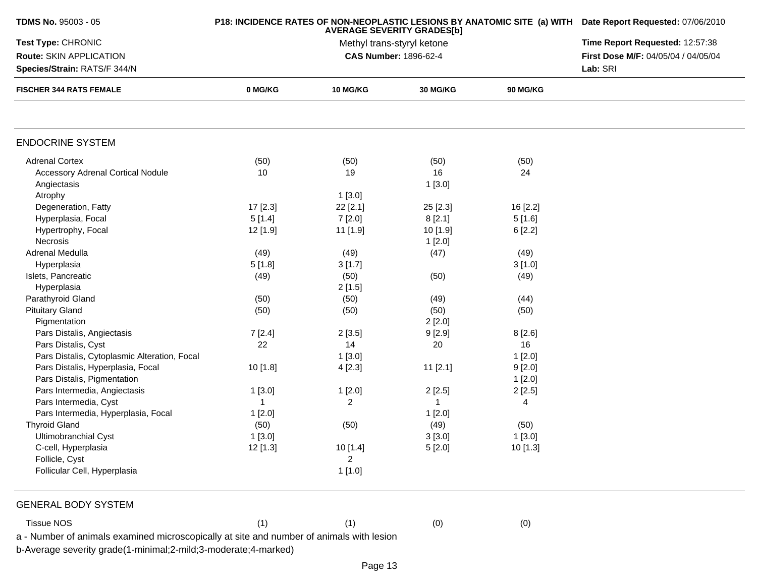**TDMS No.** 95003 - 05

**Test Type:** CHRONIC

**Route:** SKIN APPLICATION

**Species/Strain:** RATS/F 344/N

**P18: INCIDENCE RATES OF NON-NEOPLASTIC LESIONS BY ANATOMIC SITE (a) WITH AVERAGE SEVERITY GRADES[b]**

Methyl trans-styryl ketone

**CAS Number:** 1896-62-4

**Date Report Requested:** 07/06/2010

**Time Report Requested:** 12:57:38

**First Dose M/F:** 04/05/04 / 04/05/04

**Lab:** SRI

| FISCHER 344 RATS FEMALE | 0 MG/KG | 10 MG/KG | 30 MG/KG | 90 MG/KG |
|---|---|---|---|---|
| **ENDOCRINE SYSTEM** | | | | |
| Adrenal Cortex | (50) | (50) | (50) | (50) |
| Accessory Adrenal Cortical Nodule | 10 | 19 | 16 | 24 |
| Angiectasis | | | 1 [3.0] | |
| Atrophy | | 1 [3.0] | | |
| Degeneration, Fatty | 17 [2.3] | 22 [2.1] | 25 [2.3] | 16 [2.2] |
| Hyperplasia, Focal | 5 [1.4] | 7 [2.0] | 8 [2.1] | 5 [1.6] |
| Hypertrophy, Focal | 12 [1.9] | 11 [1.9] | 10 [1.9] | 6 [2.2] |
| Necrosis | | | 1 [2.0] | |
| Adrenal Medulla | (49) | (49) | (47) | (49) |
| Hyperplasia | 5 [1.8] | 3 [1.7] | | 3 [1.0] |
| Islets, Pancreatic | (49) | (50) | (50) | (49) |
| Hyperplasia | | 2 [1.5] | | |
| Parathyroid Gland | (50) | (50) | (49) | (44) |
| Pituitary Gland | (50) | (50) | (50) | (50) |
| Pigmentation | | | 2 [2.0] | |
| Pars Distalis, Angiectasis | 7 [2.4] | 2 [3.5] | 9 [2.9] | 8 [2.6] |
| Pars Distalis, Cyst | 22 | 14 | 20 | 16 |
| Pars Distalis, Cytoplasmic Alteration, Focal | | 1 [3.0] | | 1 [2.0] |
| Pars Distalis, Hyperplasia, Focal | 10 [1.8] | 4 [2.3] | 11 [2.1] | 9 [2.0] |
| Pars Distalis, Pigmentation | | | | 1 [2.0] |
| Pars Intermedia, Angiectasis | 1 [3.0] | 1 [2.0] | 2 [2.5] | 2 [2.5] |
| Pars Intermedia, Cyst | 1 | 2 | 1 | 4 |
| Pars Intermedia, Hyperplasia, Focal | 1 [2.0] | | 1 [2.0] | |
| Thyroid Gland | (50) | (50) | (49) | (50) |
| Ultimobranchial Cyst | 1 [3.0] | | 3 [3.0] | 1 [3.0] |
| C-cell, Hyperplasia | 12 [1.3] | 10 [1.4] | 5 [2.0] | 10 [1.3] |
| Follicle, Cyst | | 2 | | |
| Follicular Cell, Hyperplasia | | 1 [1.0] | | |
| **GENERAL BODY SYSTEM** | | | | |
| Tissue NOS | (1) | (1) | (0) | (0) |

a - Number of animals examined microscopically at site and number of animals with lesion

b-Average severity grade(1-minimal;2-mild;3-moderate;4-marked)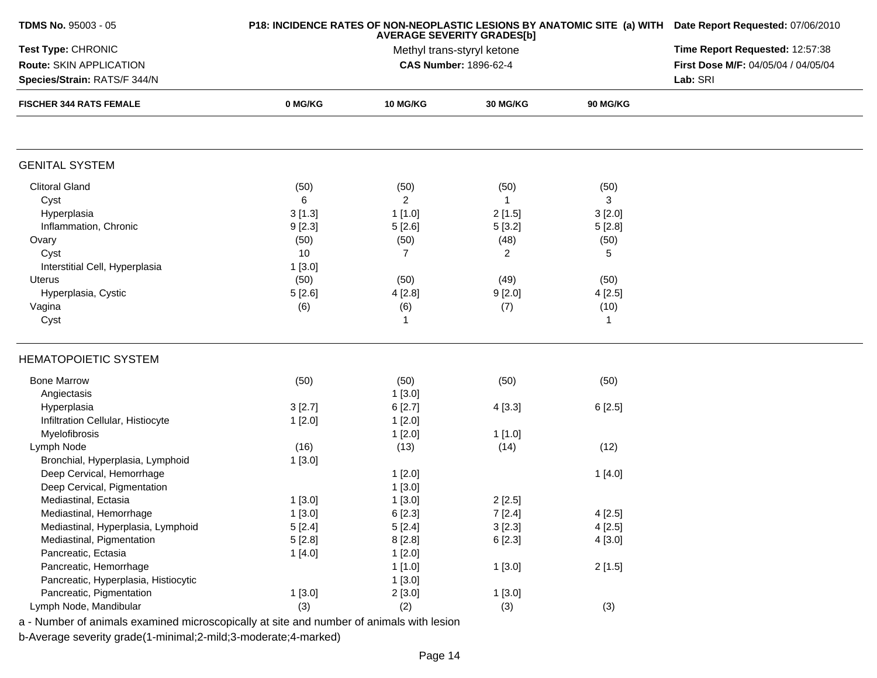**TDMS No.** 95003 - 05

**Test Type:** CHRONIC

**Route:** SKIN APPLICATION

**Species/Strain:** RATS/F 344/N

**P18: INCIDENCE RATES OF NON-NEOPLASTIC LESIONS BY ANATOMIC SITE (a) WITH AVERAGE SEVERITY GRADES[b]**

Methyl trans-styryl ketone

**CAS Number:** 1896-62-4

**Date Report Requested:** 07/06/2010

**Time Report Requested:** 12:57:38

**First Dose M/F:** 04/05/04 / 04/05/04

**Lab:** SRI

| FISCHER 344 RATS FEMALE | 0 MG/KG | 10 MG/KG | 30 MG/KG | 90 MG/KG |
|---|---|---|---|---|
| **GENITAL SYSTEM** | | | | |
| Clitoral Gland | (50) | (50) | (50) | (50) |
| Cyst | 6 | 2 | 1 | 3 |
| Hyperplasia | 3 [1.3] | 1 [1.0] | 2 [1.5] | 3 [2.0] |
| Inflammation, Chronic | 9 [2.3] | 5 [2.6] | 5 [3.2] | 5 [2.8] |
| Ovary | (50) | (50) | (48) | (50) |
| Cyst | 10 | 7 | 2 | 5 |
| Interstitial Cell, Hyperplasia | 1 [3.0] | | | |
| Uterus | (50) | (50) | (49) | (50) |
| Hyperplasia, Cystic | 5 [2.6] | 4 [2.8] | 9 [2.0] | 4 [2.5] |
| Vagina | (6) | (6) | (7) | (10) |
| Cyst | | 1 | | 1 |
| **HEMATOPOIETIC SYSTEM** | | | | |
| Bone Marrow | (50) | (50) | (50) | (50) |
| Angiectasis | | 1 [3.0] | | |
| Hyperplasia | 3 [2.7] | 6 [2.7] | 4 [3.3] | 6 [2.5] |
| Infiltration Cellular, Histiocyte | 1 [2.0] | 1 [2.0] | | |
| Myelofibrosis | | 1 [2.0] | 1 [1.0] | |
| Lymph Node | (16) | (13) | (14) | (12) |
| Bronchial, Hyperplasia, Lymphoid | 1 [3.0] | | | |
| Deep Cervical, Hemorrhage | | 1 [2.0] | | 1 [4.0] |
| Deep Cervical, Pigmentation | | 1 [3.0] | | |
| Mediastinal, Ectasia | 1 [3.0] | 1 [3.0] | 2 [2.5] | |
| Mediastinal, Hemorrhage | 1 [3.0] | 6 [2.3] | 7 [2.4] | 4 [2.5] |
| Mediastinal, Hyperplasia, Lymphoid | 5 [2.4] | 5 [2.4] | 3 [2.3] | 4 [2.5] |
| Mediastinal, Pigmentation | 5 [2.8] | 8 [2.8] | 6 [2.3] | 4 [3.0] |
| Pancreatic, Ectasia | 1 [4.0] | 1 [2.0] | | |
| Pancreatic, Hemorrhage | | 1 [1.0] | 1 [3.0] | 2 [1.5] |
| Pancreatic, Hyperplasia, Histiocytic | | 1 [3.0] | | |
| Pancreatic, Pigmentation | 1 [3.0] | 2 [3.0] | 1 [3.0] | |
| Lymph Node, Mandibular | (3) | (2) | (3) | (3) |

a - Number of animals examined microscopically at site and number of animals with lesion

b-Average severity grade(1-minimal;2-mild;3-moderate;4-marked)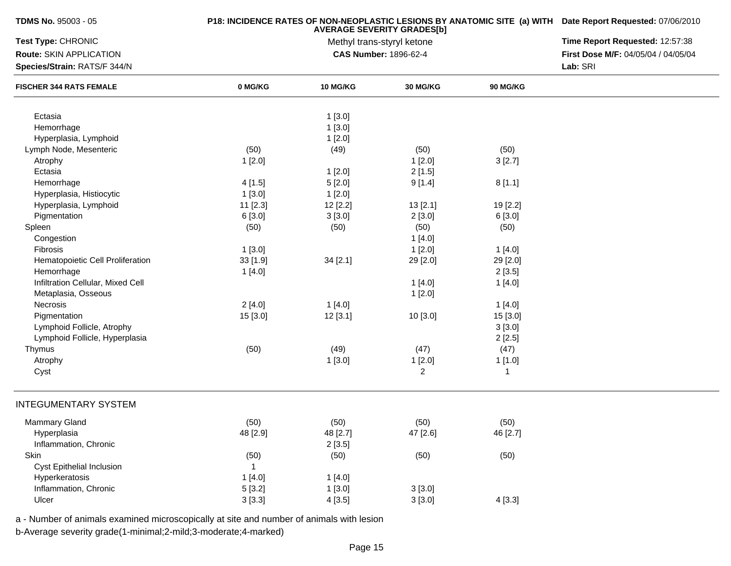**TDMS No.** 95003 - 05

**P18: INCIDENCE RATES OF NON-NEOPLASTIC LESIONS BY ANATOMIC SITE (a) WITH AVERAGE SEVERITY GRADES[b]**

**Date Report Requested:** 07/06/2010

**Test Type:** CHRONIC

Methyl trans-styryl ketone

**Time Report Requested:** 12:57:38

**Route:** SKIN APPLICATION

**CAS Number:** 1896-62-4

**First Dose M/F:** 04/05/04 / 04/05/04

**Species/Strain:** RATS/F 344/N

**Lab:** SRI

| FISCHER 344 RATS FEMALE | 0 MG/KG | 10 MG/KG | 30 MG/KG | 90 MG/KG |
|---|---|---|---|---|
| Ectasia | | 1 [3.0] | | |
| Hemorrhage | | 1 [3.0] | | |
| Hyperplasia, Lymphoid | | 1 [2.0] | | |
| Lymph Node, Mesenteric | (50) | (49) | (50) | (50) |
| Atrophy | 1 [2.0] | | 1 [2.0] | 3 [2.7] |
| Ectasia | | 1 [2.0] | 2 [1.5] | |
| Hemorrhage | 4 [1.5] | 5 [2.0] | 9 [1.4] | 8 [1.1] |
| Hyperplasia, Histiocytic | 1 [3.0] | 1 [2.0] | | |
| Hyperplasia, Lymphoid | 11 [2.3] | 12 [2.2] | 13 [2.1] | 19 [2.2] |
| Pigmentation | 6 [3.0] | 3 [3.0] | 2 [3.0] | 6 [3.0] |
| Spleen | (50) | (50) | (50) | (50) |
| Congestion | | | 1 [4.0] | |
| Fibrosis | 1 [3.0] | | 1 [2.0] | 1 [4.0] |
| Hematopoietic Cell Proliferation | 33 [1.9] | 34 [2.1] | 29 [2.0] | 29 [2.0] |
| Hemorrhage | 1 [4.0] | | | 2 [3.5] |
| Infiltration Cellular, Mixed Cell | | | 1 [4.0] | 1 [4.0] |
| Metaplasia, Osseous | | | 1 [2.0] | |
| Necrosis | 2 [4.0] | 1 [4.0] | | 1 [4.0] |
| Pigmentation | 15 [3.0] | 12 [3.1] | 10 [3.0] | 15 [3.0] |
| Lymphoid Follicle, Atrophy | | | | 3 [3.0] |
| Lymphoid Follicle, Hyperplasia | | | | 2 [2.5] |
| Thymus | (50) | (49) | (47) | (47) |
| Atrophy | | 1 [3.0] | 1 [2.0] | 1 [1.0] |
| Cyst | | | 2 | 1 |
| **INTEGUMENTARY SYSTEM** | | | | |
| Mammary Gland | (50) | (50) | (50) | (50) |
| Hyperplasia | 48 [2.9] | 48 [2.7] | 47 [2.6] | 46 [2.7] |
| Inflammation, Chronic | | 2 [3.5] | | |
| Skin | (50) | (50) | (50) | (50) |
| Cyst Epithelial Inclusion | 1 | | | |
| Hyperkeratosis | 1 [4.0] | 1 [4.0] | | |
| Inflammation, Chronic | 5 [3.2] | 1 [3.0] | 3 [3.0] | |
| Ulcer | 3 [3.3] | 4 [3.5] | 3 [3.0] | 4 [3.3] |

a - Number of animals examined microscopically at site and number of animals with lesion

b-Average severity grade(1-minimal;2-mild;3-moderate;4-marked)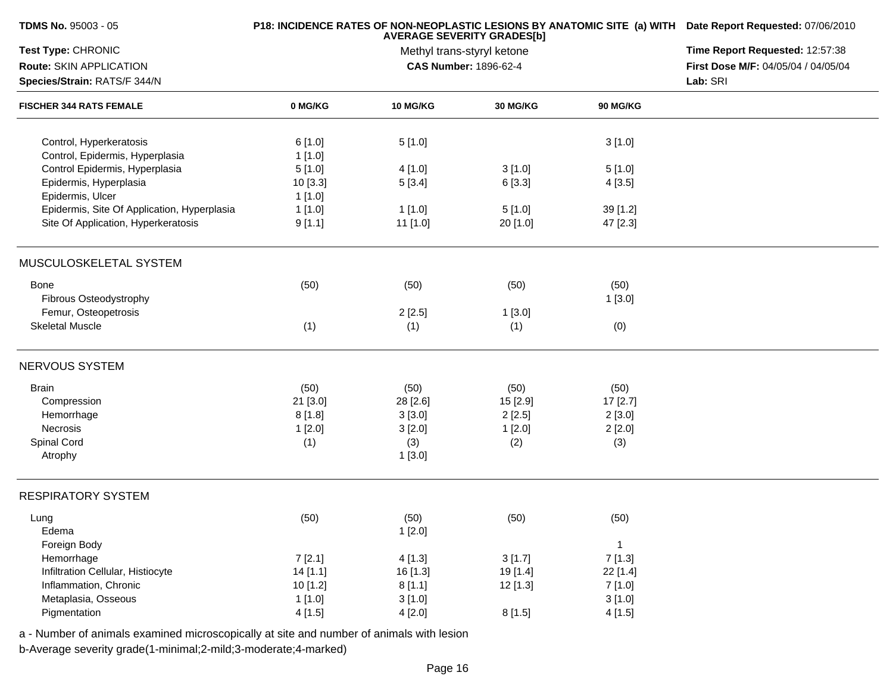**TDMS No.** 95003 - 05
**Test Type:** CHRONIC
**Route:** SKIN APPLICATION
**Species/Strain:** RATS/F 344/N

**P18: INCIDENCE RATES OF NON-NEOPLASTIC LESIONS BY ANATOMIC SITE (a) WITH AVERAGE SEVERITY GRADES[b]**
Methyl trans-styryl ketone
**CAS Number:** 1896-62-4

**Date Report Requested:** 07/06/2010
**Time Report Requested:** 12:57:38
**First Dose M/F:** 04/05/04 / 04/05/04
**Lab:** SRI

| FISCHER 344 RATS FEMALE | 0 MG/KG | 10 MG/KG | 30 MG/KG | 90 MG/KG |
|---|---|---|---|---|
| Control, Hyperkeratosis | 6 [1.0] | 5 [1.0] | | 3 [1.0] |
| Control, Epidermis, Hyperplasia | 1 [1.0] | | | |
| Control Epidermis, Hyperplasia | 5 [1.0] | 4 [1.0] | 3 [1.0] | 5 [1.0] |
| Epidermis, Hyperplasia | 10 [3.3] | 5 [3.4] | 6 [3.3] | 4 [3.5] |
| Epidermis, Ulcer | 1 [1.0] | | | |
| Epidermis, Site Of Application, Hyperplasia | 1 [1.0] | 1 [1.0] | 5 [1.0] | 39 [1.2] |
| Site Of Application, Hyperkeratosis | 9 [1.1] | 11 [1.0] | 20 [1.0] | 47 [2.3] |
| **MUSCULOSKELETAL SYSTEM** | | | | |
| Bone | (50) | (50) | (50) | (50) |
| Fibrous Osteodystrophy | | | | 1 [3.0] |
| Femur, Osteopetrosis | | 2 [2.5] | 1 [3.0] | |
| Skeletal Muscle | (1) | (1) | (1) | (0) |
| **NERVOUS SYSTEM** | | | | |
| Brain | (50) | (50) | (50) | (50) |
| Compression | 21 [3.0] | 28 [2.6] | 15 [2.9] | 17 [2.7] |
| Hemorrhage | 8 [1.8] | 3 [3.0] | 2 [2.5] | 2 [3.0] |
| Necrosis | 1 [2.0] | 3 [2.0] | 1 [2.0] | 2 [2.0] |
| Spinal Cord | (1) | (3) | (2) | (3) |
| Atrophy | | 1 [3.0] | | |
| **RESPIRATORY SYSTEM** | | | | |
| Lung | (50) | (50) | (50) | (50) |
| Edema | | 1 [2.0] | | |
| Foreign Body | | | | 1 |
| Hemorrhage | 7 [2.1] | 4 [1.3] | 3 [1.7] | 7 [1.3] |
| Infiltration Cellular, Histiocyte | 14 [1.1] | 16 [1.3] | 19 [1.4] | 22 [1.4] |
| Inflammation, Chronic | 10 [1.2] | 8 [1.1] | 12 [1.3] | 7 [1.0] |
| Metaplasia, Osseous | 1 [1.0] | 3 [1.0] | | 3 [1.0] |
| Pigmentation | 4 [1.5] | 4 [2.0] | 8 [1.5] | 4 [1.5] |

a - Number of animals examined microscopically at site and number of animals with lesion
b-Average severity grade(1-minimal;2-mild;3-moderate;4-marked)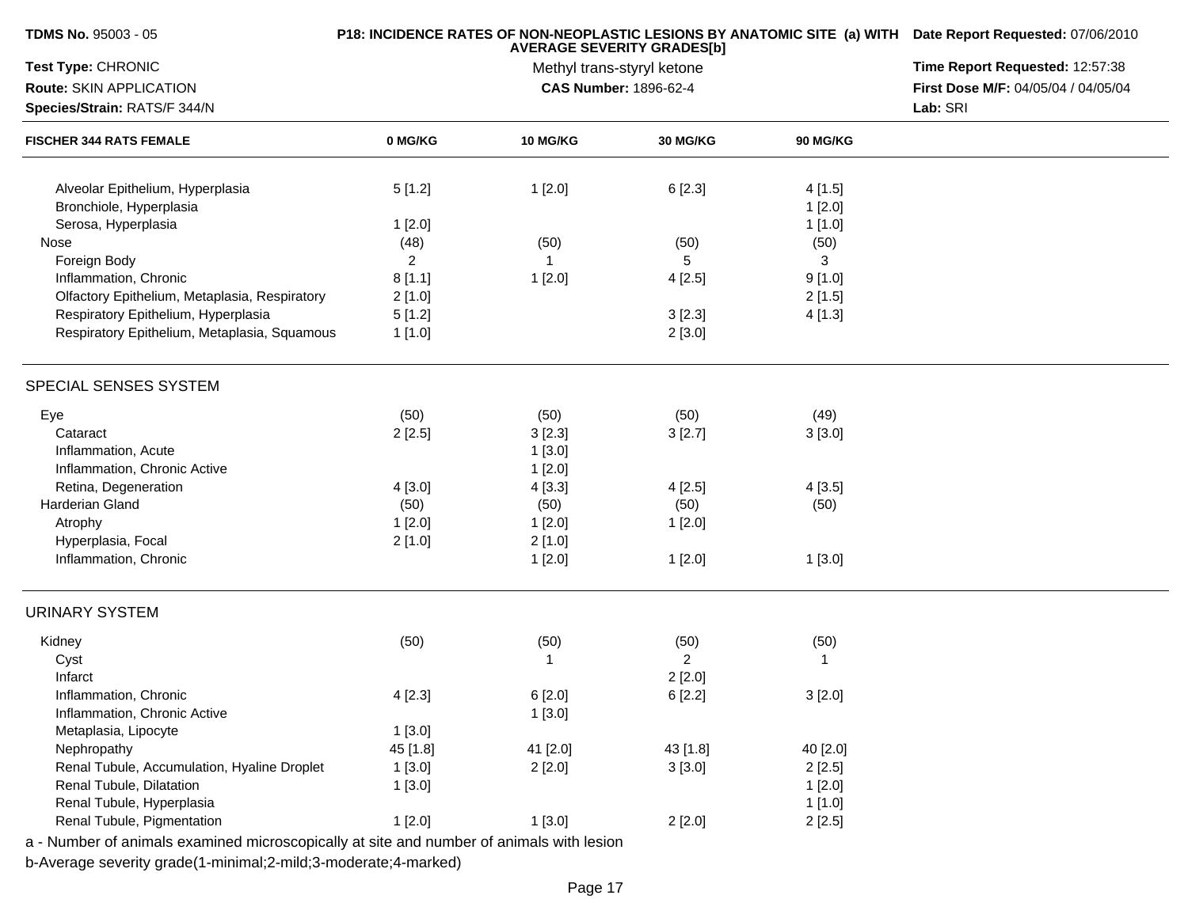**TDMS No.** 95003 - 05

**P18: INCIDENCE RATES OF NON-NEOPLASTIC LESIONS BY ANATOMIC SITE (a) WITH AVERAGE SEVERITY GRADES[b]**

Methyl trans-styryl ketone

**CAS Number:** 1896-62-4

**Date Report Requested:** 07/06/2010

**Time Report Requested:** 12:57:38

**First Dose M/F:** 04/05/04 / 04/05/04

**Lab:** SRI

**Test Type:** CHRONIC

**Route:** SKIN APPLICATION

**Species/Strain:** RATS/F 344/N

| FISCHER 344 RATS FEMALE | 0 MG/KG | 10 MG/KG | 30 MG/KG | 90 MG/KG |
|---|---|---|---|---|
| Alveolar Epithelium, Hyperplasia | 5 [1.2] | 1 [2.0] | 6 [2.3] | 4 [1.5] |
| Bronchiole, Hyperplasia | | | | 1 [2.0] |
| Serosa, Hyperplasia | 1 [2.0] | | | 1 [1.0] |
| Nose | (48) | (50) | (50) | (50) |
| Foreign Body | 2 | 1 | 5 | 3 |
| Inflammation, Chronic | 8 [1.1] | 1 [2.0] | 4 [2.5] | 9 [1.0] |
| Olfactory Epithelium, Metaplasia, Respiratory | 2 [1.0] | | | 2 [1.5] |
| Respiratory Epithelium, Hyperplasia | 5 [1.2] | | 3 [2.3] | 4 [1.3] |
| Respiratory Epithelium, Metaplasia, Squamous | 1 [1.0] | | 2 [3.0] | |
| **SPECIAL SENSES SYSTEM** | | | | |
| Eye | (50) | (50) | (50) | (49) |
| Cataract | 2 [2.5] | 3 [2.3] | 3 [2.7] | 3 [3.0] |
| Inflammation, Acute | | 1 [3.0] | | |
| Inflammation, Chronic Active | | 1 [2.0] | | |
| Retina, Degeneration | 4 [3.0] | 4 [3.3] | 4 [2.5] | 4 [3.5] |
| Harderian Gland | (50) | (50) | (50) | (50) |
| Atrophy | 1 [2.0] | 1 [2.0] | 1 [2.0] | |
| Hyperplasia, Focal | 2 [1.0] | 2 [1.0] | | |
| Inflammation, Chronic | | 1 [2.0] | 1 [2.0] | 1 [3.0] |
| **URINARY SYSTEM** | | | | |
| Kidney | (50) | (50) | (50) | (50) |
| Cyst | | 1 | 2 | 1 |
| Infarct | | | 2 [2.0] | |
| Inflammation, Chronic | 4 [2.3] | 6 [2.0] | 6 [2.2] | 3 [2.0] |
| Inflammation, Chronic Active | | 1 [3.0] | | |
| Metaplasia, Lipocyte | 1 [3.0] | | | |
| Nephropathy | 45 [1.8] | 41 [2.0] | 43 [1.8] | 40 [2.0] |
| Renal Tubule, Accumulation, Hyaline Droplet | 1 [3.0] | 2 [2.0] | 3 [3.0] | 2 [2.5] |
| Renal Tubule, Dilatation | 1 [3.0] | | | 1 [2.0] |
| Renal Tubule, Hyperplasia | | | | 1 [1.0] |
| Renal Tubule, Pigmentation | 1 [2.0] | 1 [3.0] | 2 [2.0] | 2 [2.5] |

a - Number of animals examined microscopically at site and number of animals with lesion

b-Average severity grade(1-minimal;2-mild;3-moderate;4-marked)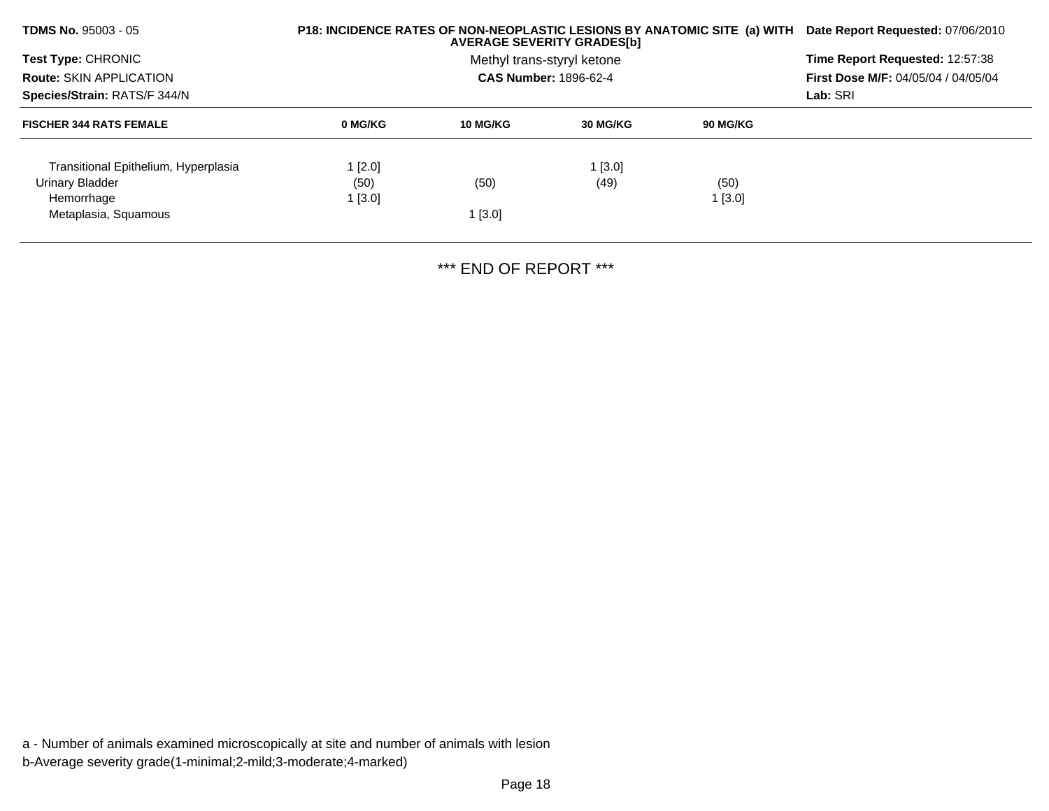**TDMS No.** 95003 - 05
**Test Type:** CHRONIC
**Route:** SKIN APPLICATION
**Species/Strain:** RATS/F 344/N

**P18: INCIDENCE RATES OF NON-NEOPLASTIC LESIONS BY ANATOMIC SITE (a) WITH AVERAGE SEVERITY GRADES[b]**
Methyl trans-styryl ketone
**CAS Number:** 1896-62-4

**Date Report Requested:** 07/06/2010
**Time Report Requested:** 12:57:38
**First Dose M/F:** 04/05/04 / 04/05/04
**Lab:** SRI

| FISCHER 344 RATS FEMALE | 0 MG/KG | 10 MG/KG | 30 MG/KG | 90 MG/KG |
|---|---|---|---|---|
| Transitional Epithelium, Hyperplasia | 1 [2.0] | | 1 [3.0] | |
| Urinary Bladder | (50) | (50) | (49) | (50) |
| Hemorrhage | 1 [3.0] | | | 1 [3.0] |
| Metaplasia, Squamous | | 1 [3.0] | | |

*** END OF REPORT ***

a - Number of animals examined microscopically at site and number of animals with lesion
b-Average severity grade(1-minimal;2-mild;3-moderate;4-marked)